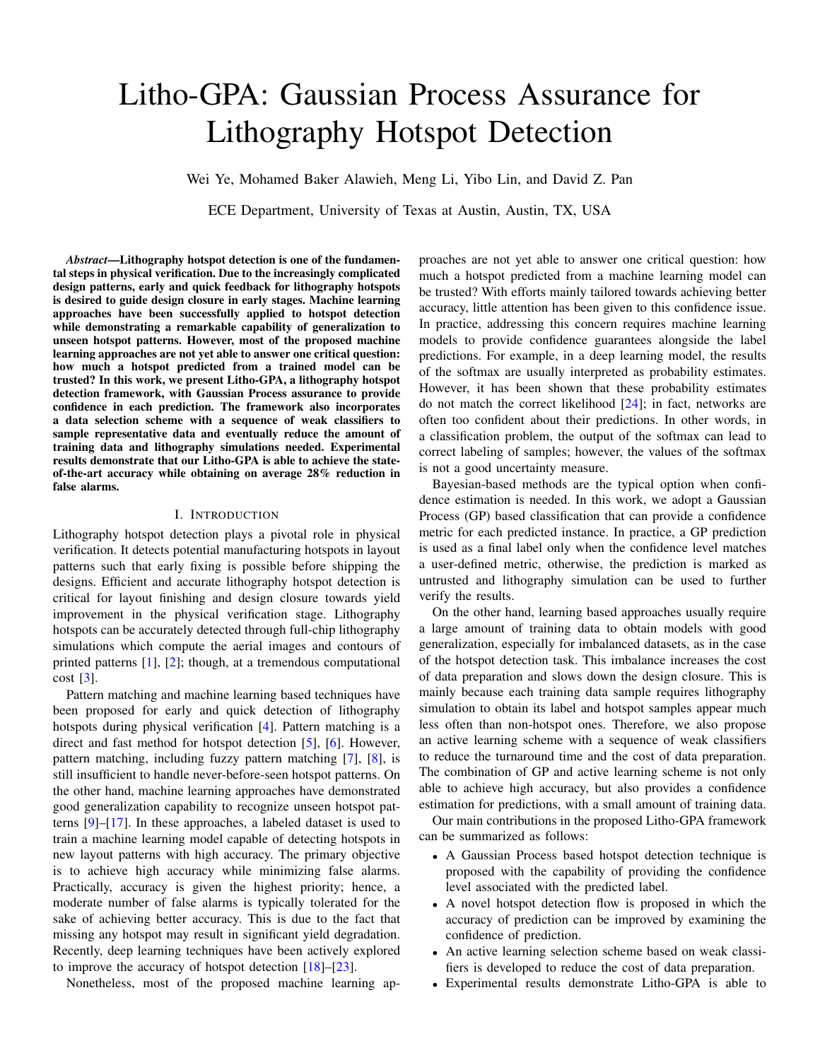# Litho-GPA: Gaussian Process Assurance for Lithography Hotspot Detection

Wei Ye, Mohamed Baker Alawieh, Meng Li, Yibo Lin, and David Z. Pan

ECE Department, University of Texas at Austin, Austin, TX, USA

***Abstract*—Lithography hotspot detection is one of the fundamental steps in physical verification. Due to the increasingly complicated design patterns, early and quick feedback for lithography hotspots is desired to guide design closure in early stages. Machine learning approaches have been successfully applied to hotspot detection while demonstrating a remarkable capability of generalization to unseen hotspot patterns. However, most of the proposed machine learning approaches are not yet able to answer one critical question: how much a hotspot predicted from a trained model can be trusted? In this work, we present Litho-GPA, a lithography hotspot detection framework, with Gaussian Process assurance to provide confidence in each prediction. The framework also incorporates a data selection scheme with a sequence of weak classifiers to sample representative data and eventually reduce the amount of training data and lithography simulations needed. Experimental results demonstrate that our Litho-GPA is able to achieve the state-of-the-art accuracy while obtaining on average 28% reduction in false alarms.**

## I. Introduction

Lithography hotspot detection plays a pivotal role in physical verification. It detects potential manufacturing hotspots in layout patterns such that early fixing is possible before shipping the designs. Efficient and accurate lithography hotspot detection is critical for layout finishing and design closure towards yield improvement in the physical verification stage. Lithography hotspots can be accurately detected through full-chip lithography simulations which compute the aerial images and contours of printed patterns [1], [2]; though, at a tremendous computational cost [3].

Pattern matching and machine learning based techniques have been proposed for early and quick detection of lithography hotspots during physical verification [4]. Pattern matching is a direct and fast method for hotspot detection [5], [6]. However, pattern matching, including fuzzy pattern matching [7], [8], is still insufficient to handle never-before-seen hotspot patterns. On the other hand, machine learning approaches have demonstrated good generalization capability to recognize unseen hotspot patterns [9]–[17]. In these approaches, a labeled dataset is used to train a machine learning model capable of detecting hotspots in new layout patterns with high accuracy. The primary objective is to achieve high accuracy while minimizing false alarms. Practically, accuracy is given the highest priority; hence, a moderate number of false alarms is typically tolerated for the sake of achieving better accuracy. This is due to the fact that missing any hotspot may result in significant yield degradation. Recently, deep learning techniques have been actively explored to improve the accuracy of hotspot detection [18]–[23].

Nonetheless, most of the proposed machine learning approaches are not yet able to answer one critical question: how much a hotspot predicted from a machine learning model can be trusted? With efforts mainly tailored towards achieving better accuracy, little attention has been given to this confidence issue. In practice, addressing this concern requires machine learning models to provide confidence guarantees alongside the label predictions. For example, in a deep learning model, the results of the softmax are usually interpreted as probability estimates. However, it has been shown that these probability estimates do not match the correct likelihood [24]; in fact, networks are often too confident about their predictions. In other words, in a classification problem, the output of the softmax can lead to correct labeling of samples; however, the values of the softmax is not a good uncertainty measure.

Bayesian-based methods are the typical option when confidence estimation is needed. In this work, we adopt a Gaussian Process (GP) based classification that can provide a confidence metric for each predicted instance. In practice, a GP prediction is used as a final label only when the confidence level matches a user-defined metric, otherwise, the prediction is marked as untrusted and lithography simulation can be used to further verify the results.

On the other hand, learning based approaches usually require a large amount of training data to obtain models with good generalization, especially for imbalanced datasets, as in the case of the hotspot detection task. This imbalance increases the cost of data preparation and slows down the design closure. This is mainly because each training data sample requires lithography simulation to obtain its label and hotspot samples appear much less often than non-hotspot ones. Therefore, we also propose an active learning scheme with a sequence of weak classifiers to reduce the turnaround time and the cost of data preparation. The combination of GP and active learning scheme is not only able to achieve high accuracy, but also provides a confidence estimation for predictions, with a small amount of training data.

Our main contributions in the proposed Litho-GPA framework can be summarized as follows:

- A Gaussian Process based hotspot detection technique is proposed with the capability of providing the confidence level associated with the predicted label.
- A novel hotspot detection flow is proposed in which the accuracy of prediction can be improved by examining the confidence of prediction.
- An active learning selection scheme based on weak classifiers is developed to reduce the cost of data preparation.
- Experimental results demonstrate Litho-GPA is able to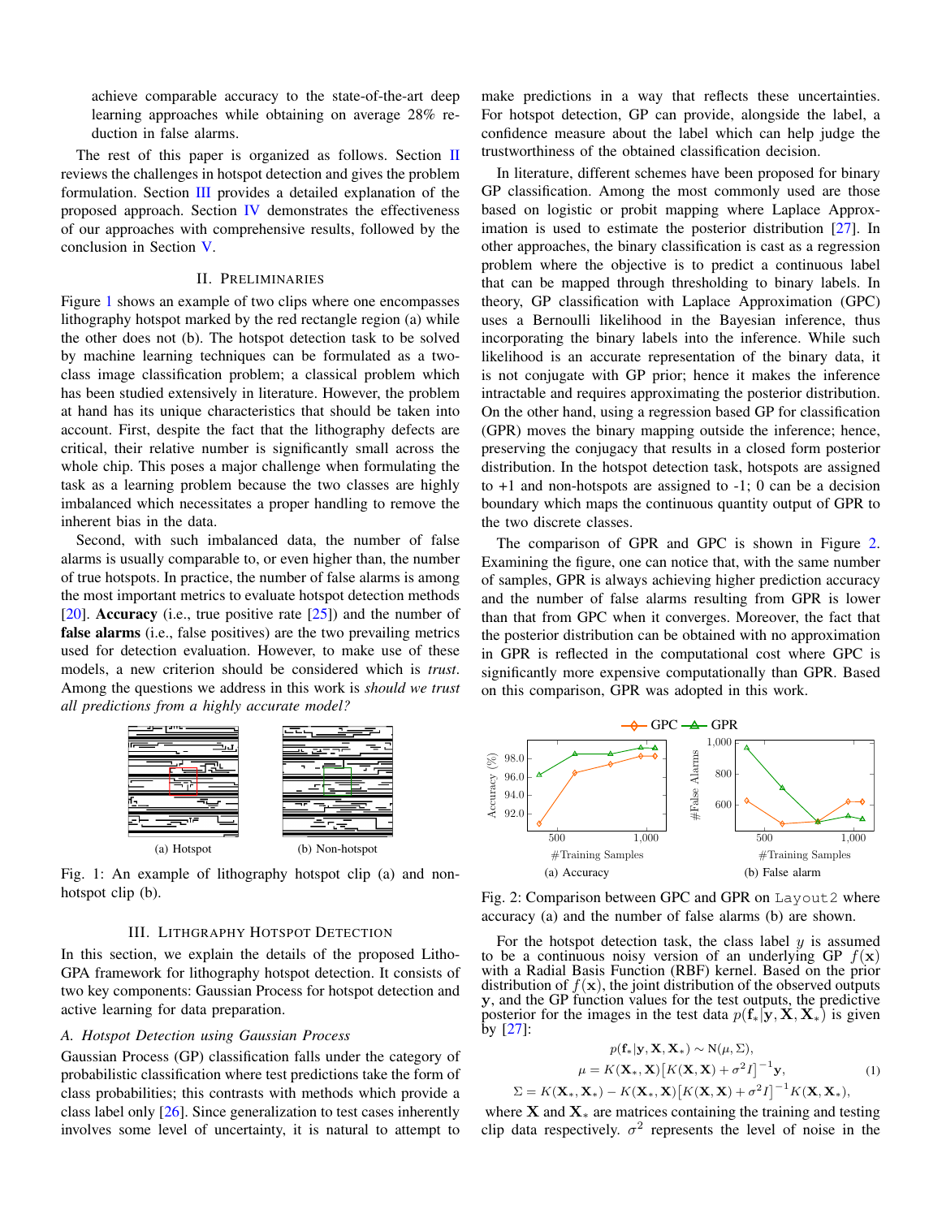achieve comparable accuracy to the state-of-the-art deep learning approaches while obtaining on average 28% reduction in false alarms.

The rest of this paper is organized as follows. Section II reviews the challenges in hotspot detection and gives the problem formulation. Section III provides a detailed explanation of the proposed approach. Section IV demonstrates the effectiveness of our approaches with comprehensive results, followed by the conclusion in Section V.

## II. Preliminaries

Figure 1 shows an example of two clips where one encompasses lithography hotspot marked by the red rectangle region (a) while the other does not (b). The hotspot detection task to be solved by machine learning techniques can be formulated as a two-class image classification problem; a classical problem which has been studied extensively in literature. However, the problem at hand has its unique characteristics that should be taken into account. First, despite the fact that the lithography defects are critical, their relative number is significantly small across the whole chip. This poses a major challenge when formulating the task as a learning problem because the two classes are highly imbalanced which necessitates a proper handling to remove the inherent bias in the data.

Second, with such imbalanced data, the number of false alarms is usually comparable to, or even higher than, the number of true hotspots. In practice, the number of false alarms is among the most important metrics to evaluate hotspot detection methods [20]. **Accuracy** (i.e., true positive rate [25]) and the number of **false alarms** (i.e., false positives) are the two prevailing metrics used for detection evaluation. However, to make use of these models, a new criterion should be considered which is *trust*. Among the questions we address in this work is *should we trust all predictions from a highly accurate model?*

(a) Hotspot (b) Non-hotspot

Fig. 1: An example of lithography hotspot clip (a) and non-hotspot clip (b).

## III. Lithgraphy Hotspot Detection

In this section, we explain the details of the proposed Litho-GPA framework for lithography hotspot detection. It consists of two key components: Gaussian Process for hotspot detection and active learning for data preparation.

### A. Hotspot Detection using Gaussian Process

Gaussian Process (GP) classification falls under the category of probabilistic classification where test predictions take the form of class probabilities; this contrasts with methods which provide a class label only [26]. Since generalization to test cases inherently involves some level of uncertainty, it is natural to attempt to make predictions in a way that reflects these uncertainties. For hotspot detection, GP can provide, alongside the label, a confidence measure about the label which can help judge the trustworthiness of the obtained classification decision.

In literature, different schemes have been proposed for binary GP classification. Among the most commonly used are those based on logistic or probit mapping where Laplace Approximation is used to estimate the posterior distribution [27]. In other approaches, the binary classification is cast as a regression problem where the objective is to predict a continuous label that can be mapped through thresholding to binary labels. In theory, GP classification with Laplace Approximation (GPC) uses a Bernoulli likelihood in the Bayesian inference, thus incorporating the binary labels into the inference. While such likelihood is an accurate representation of the binary data, it is not conjugate with GP prior; hence it makes the inference intractable and requires approximating the posterior distribution. On the other hand, using a regression based GP for classification (GPR) moves the binary mapping outside the inference; hence, preserving the conjugacy that results in a closed form posterior distribution. In the hotspot detection task, hotspots are assigned to +1 and non-hotspots are assigned to -1; 0 can be a decision boundary which maps the continuous quantity output of GPR to the two discrete classes.

The comparison of GPR and GPC is shown in Figure 2. Examining the figure, one can notice that, with the same number of samples, GPR is always achieving higher prediction accuracy and the number of false alarms resulting from GPR is lower than that from GPC when it converges. Moreover, the fact that the posterior distribution can be obtained with no approximation in GPR is reflected in the computational cost where GPC is significantly more expensive computationally than GPR. Based on this comparison, GPR was adopted in this work.

(a) Accuracy (b) False alarm

Fig. 2: Comparison between GPC and GPR on `Layout2` where accuracy (a) and the number of false alarms (b) are shown.

For the hotspot detection task, the class label $y$ is assumed to be a continuous noisy version of an underlying GP $f(\mathbf{x})$ with a Radial Basis Function (RBF) kernel. Based on the prior distribution of $f(\mathbf{x})$, the joint distribution of the observed outputs $\mathbf{y}$, and the GP function values for the test outputs, the predictive posterior for the images in the test data $p(\mathbf{f}_*|\mathbf{y}, \mathbf{X}, \mathbf{X}_*)$ is given by [27]:

$$
\begin{aligned}
p(\mathbf{f}_*|\mathbf{y}, \mathbf{X}, \mathbf{X}_*) &\sim \mathrm{N}(\mu, \Sigma), \\
\mu &= K(\mathbf{X}_*, \mathbf{X})\big[K(\mathbf{X}, \mathbf{X}) + \sigma^2 I\big]^{-1}\mathbf{y}, \\
\Sigma &= K(\mathbf{X}_*, \mathbf{X}_*) - K(\mathbf{X}_*, \mathbf{X})\big[K(\mathbf{X}, \mathbf{X}) + \sigma^2 I\big]^{-1} K(\mathbf{X}, \mathbf{X}_*),
\end{aligned}
\tag{1}
$$

where $\mathbf{X}$ and $\mathbf{X}_*$ are matrices containing the training and testing clip data respectively. $\sigma^2$ represents the level of noise in the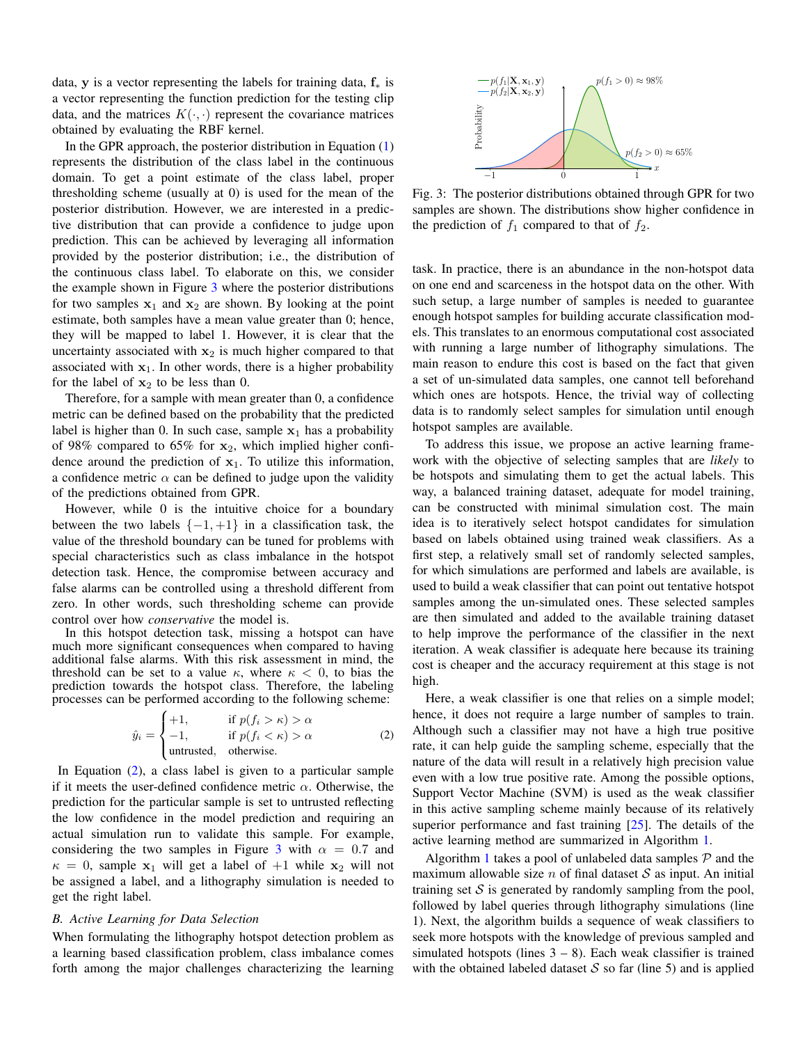data, $\mathbf{y}$ is a vector representing the labels for training data, $\mathbf{f}_*$ is a vector representing the function prediction for the testing clip data, and the matrices $K(\cdot,\cdot)$ represent the covariance matrices obtained by evaluating the RBF kernel.

In the GPR approach, the posterior distribution in Equation (1) represents the distribution of the class label in the continuous domain. To get a point estimate of the class label, proper thresholding scheme (usually at 0) is used for the mean of the posterior distribution. However, we are interested in a predictive distribution that can provide a confidence to judge upon prediction. This can be achieved by leveraging all information provided by the posterior distribution; i.e., the distribution of the continuous class label. To elaborate on this, we consider the example shown in Figure 3 where the posterior distributions for two samples $\mathbf{x}_1$ and $\mathbf{x}_2$ are shown. By looking at the point estimate, both samples have a mean value greater than 0; hence, they will be mapped to label 1. However, it is clear that the uncertainty associated with $\mathbf{x}_2$ is much higher compared to that associated with $\mathbf{x}_1$. In other words, there is a higher probability for the label of $\mathbf{x}_2$ to be less than 0.

Therefore, for a sample with mean greater than 0, a confidence metric can be defined based on the probability that the predicted label is higher than 0. In such case, sample $\mathbf{x}_1$ has a probability of 98% compared to 65% for $\mathbf{x}_2$, which implied higher confidence around the prediction of $\mathbf{x}_1$. To utilize this information, a confidence metric $\alpha$ can be defined to judge upon the validity of the predictions obtained from GPR.

However, while 0 is the intuitive choice for a boundary between the two labels $\{-1,+1\}$ in a classification task, the value of the threshold boundary can be tuned for problems with special characteristics such as class imbalance in the hotspot detection task. Hence, the compromise between accuracy and false alarms can be controlled using a threshold different from zero. In other words, such thresholding scheme can provide control over how *conservative* the model is.

In this hotspot detection task, missing a hotspot can have much more significant consequences when compared to having additional false alarms. With this risk assessment in mind, the threshold can be set to a value $\kappa$, where $\kappa < 0$, to bias the prediction towards the hotspot class. Therefore, the labeling processes can be performed according to the following scheme:

$$\hat{y}_i = \begin{cases} +1, & \text{if } p(f_i > \kappa) > \alpha \\ -1, & \text{if } p(f_i < \kappa) > \alpha \\ \text{untrusted}, & \text{otherwise.} \end{cases} \tag{2}$$

In Equation (2), a class label is given to a particular sample if it meets the user-defined confidence metric $\alpha$. Otherwise, the prediction for the particular sample is set to untrusted reflecting the low confidence in the model prediction and requiring an actual simulation run to validate this sample. For example, considering the two samples in Figure 3 with $\alpha = 0.7$ and $\kappa = 0$, sample $\mathbf{x}_1$ will get a label of $+1$ while $\mathbf{x}_2$ will not be assigned a label, and a lithography simulation is needed to get the right label.

### B. Active Learning for Data Selection

When formulating the lithography hotspot detection problem as a learning based classification problem, class imbalance comes forth among the major challenges characterizing the learning task. In practice, there is an abundance in the non-hotspot data on one end and scarceness in the hotspot data on the other. With such setup, a large number of samples is needed to guarantee enough hotspot samples for building accurate classification models. This translates to an enormous computational cost associated with running a large number of lithography simulations. The main reason to endure this cost is based on the fact that given a set of un-simulated data samples, one cannot tell beforehand which ones are hotspots. Hence, the trivial way of collecting data is to randomly select samples for simulation until enough hotspot samples are available.

Fig. 3: The posterior distributions obtained through GPR for two samples are shown. The distributions show higher confidence in the prediction of $f_1$ compared to that of $f_2$.

To address this issue, we propose an active learning framework with the objective of selecting samples that are *likely* to be hotspots and simulating them to get the actual labels. This way, a balanced training dataset, adequate for model training, can be constructed with minimal simulation cost. The main idea is to iteratively select hotspot candidates for simulation based on labels obtained using trained weak classifiers. As a first step, a relatively small set of randomly selected samples, for which simulations are performed and labels are available, is used to build a weak classifier that can point out tentative hotspot samples among the un-simulated ones. These selected samples are then simulated and added to the available training dataset to help improve the performance of the classifier in the next iteration. A weak classifier is adequate here because its training cost is cheaper and the accuracy requirement at this stage is not high.

Here, a weak classifier is one that relies on a simple model; hence, it does not require a large number of samples to train. Although such a classifier may not have a high true positive rate, it can help guide the sampling scheme, especially that the nature of the data will result in a relatively high precision value even with a low true positive rate. Among the possible options, Support Vector Machine (SVM) is used as the weak classifier in this active sampling scheme mainly because of its relatively superior performance and fast training [25]. The details of the active learning method are summarized in Algorithm 1.

Algorithm 1 takes a pool of unlabeled data samples $\mathcal{P}$ and the maximum allowable size $n$ of final dataset $\mathcal{S}$ as input. An initial training set $\mathcal{S}$ is generated by randomly sampling from the pool, followed by label queries through lithography simulations (line 1). Next, the algorithm builds a sequence of weak classifiers to seek more hotspots with the knowledge of previous sampled and simulated hotspots (lines 3 – 8). Each weak classifier is trained with the obtained labeled dataset $\mathcal{S}$ so far (line 5) and is applied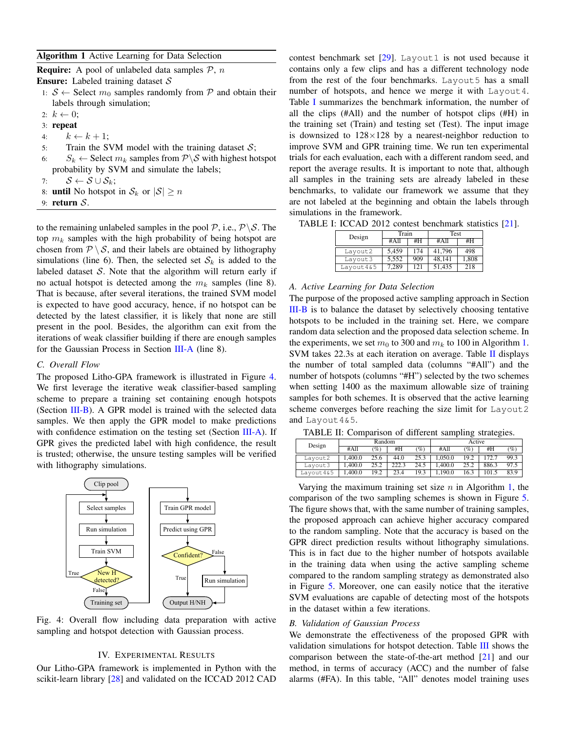**Algorithm 1** Active Learning for Data Selection

**Require:** A pool of unlabeled data samples $\mathcal{P}$, $n$

**Ensure:** Labeled training dataset $\mathcal{S}$

1: $\mathcal{S} \leftarrow$ Select $m_0$ samples randomly from $\mathcal{P}$ and obtain their labels through simulation;
2: $k \leftarrow 0$;
3: **repeat**
4: $\quad k \leftarrow k + 1$;
5: $\quad$ Train the SVM model with the training dataset $\mathcal{S}$;
6: $\quad \mathcal{S}_k \leftarrow$ Select $m_k$ samples from $\mathcal{P} \backslash \mathcal{S}$ with highest hotspot probability by SVM and simulate the labels;
7: $\quad \mathcal{S} \leftarrow \mathcal{S} \cup \mathcal{S}_k$;
8: **until** No hotspot in $\mathcal{S}_k$ or $|\mathcal{S}| \geq n$
9: **return** $\mathcal{S}$.

to the remaining unlabeled samples in the pool $\mathcal{P}$, i.e., $\mathcal{P}\backslash\mathcal{S}$. The top $m_k$ samples with the high probability of being hotspot are chosen from $\mathcal{P} \setminus \mathcal{S}$, and their labels are obtained by lithography simulations (line 6). Then, the selected set $\mathcal{S}_k$ is added to the labeled dataset $\mathcal{S}$. Note that the algorithm will return early if no actual hotspot is detected among the $m_k$ samples (line 8). That is because, after several iterations, the trained SVM model is expected to have good accuracy, hence, if no hotspot can be detected by the latest classifier, it is likely that none are still present in the pool. Besides, the algorithm can exit from the iterations of weak classifier building if there are enough samples for the Gaussian Process in Section III-A (line 8).

### C. Overall Flow

The proposed Litho-GPA framework is illustrated in Figure 4. We first leverage the iterative weak classifier-based sampling scheme to prepare a training set containing enough hotspots (Section III-B). A GPR model is trained with the selected data samples. We then apply the GPR model to make predictions with confidence estimation on the testing set (Section III-A). If GPR gives the predicted label with high confidence, the result is trusted; otherwise, the unsure testing samples will be verified with lithography simulations.

Fig. 4: Overall flow including data preparation with active sampling and hotspot detection with Gaussian process.

## IV. Experimental Results

Our Litho-GPA framework is implemented in Python with the scikit-learn library [28] and validated on the ICCAD 2012 CAD contest benchmark set [29]. `Layout1` is not used because it contains only a few clips and has a different technology node from the rest of the four benchmarks. `Layout5` has a small number of hotspots, and hence we merge it with `Layout4`. Table I summarizes the benchmark information, the number of all the clips (#All) and the number of hotspot clips (#H) in the training set (Train) and testing set (Test). The input image is downsized to 128×128 by a nearest-neighbor reduction to improve SVM and GPR training time. We run ten experimental trials for each evaluation, each with a different random seed, and report the average results. It is important to note that, although all samples in the training sets are already labeled in these benchmarks, to validate our framework we assume that they are not labeled at the beginning and obtain the labels through simulations in the framework.

TABLE I: ICCAD 2012 contest benchmark statistics [21].

| Design | Train | | Test | |
|---|---|---|---|---|
| | #All | #H | #All | #H |
| `Layout2` | 5,459 | 174 | 41,796 | 498 |
| `Layout3` | 5,552 | 909 | 48,141 | 1,808 |
| `Layout4&5` | 7,289 | 121 | 51,435 | 218 |

### A. Active Learning for Data Selection

The purpose of the proposed active sampling approach in Section III-B is to balance the dataset by selectively choosing tentative hotspots to be included in the training set. Here, we compare random data selection and the proposed data selection scheme. In the experiments, we set $m_0$ to 300 and $m_k$ to 100 in Algorithm 1. SVM takes 22.3s at each iteration on average. Table II displays the number of total sampled data (columns "#All") and the number of hotspots (columns "#H") selected by the two schemes when setting 1400 as the maximum allowable size of training samples for both schemes. It is observed that the active learning scheme converges before reaching the size limit for `Layout2` and `Layout4&5`.

TABLE II: Comparison of different sampling strategies.

| Design | Random | | | | Active | | | |
|---|---|---|---|---|---|---|---|---|
| | #All | (%) | #H | (%) | #All | (%) | #H | (%) |
| `Layout2` | 1,400.0 | 25.6 | 44.0 | 25.3 | 1,050.0 | 19.2 | 172.7 | 99.3 |
| `Layout3` | 1,400.0 | 25.2 | 222.3 | 24.5 | 1,400.0 | 25.2 | 886.3 | 97.5 |
| `Layout4&5` | 1,400.0 | 19.2 | 23.4 | 19.3 | 1,190.0 | 16.3 | 101.5 | 83.9 |

Varying the maximum training set size $n$ in Algorithm 1, the comparison of the two sampling schemes is shown in Figure 5. The figure shows that, with the same number of training samples, the proposed approach can achieve higher accuracy compared to the random sampling. Note that the accuracy is based on the GPR direct prediction results without lithography simulations. This is in fact due to the higher number of hotspots available in the training data when using the active sampling scheme compared to the random sampling strategy as demonstrated also in Figure 5. Moreover, one can easily notice that the iterative SVM evaluations are capable of detecting most of the hotspots in the dataset within a few iterations.

### B. Validation of Gaussian Process

We demonstrate the effectiveness of the proposed GPR with validation simulations for hotspot detection. Table III shows the comparison between the state-of-the-art method [21] and our method, in terms of accuracy (ACC) and the number of false alarms (#FA). In this table, "All" denotes model training uses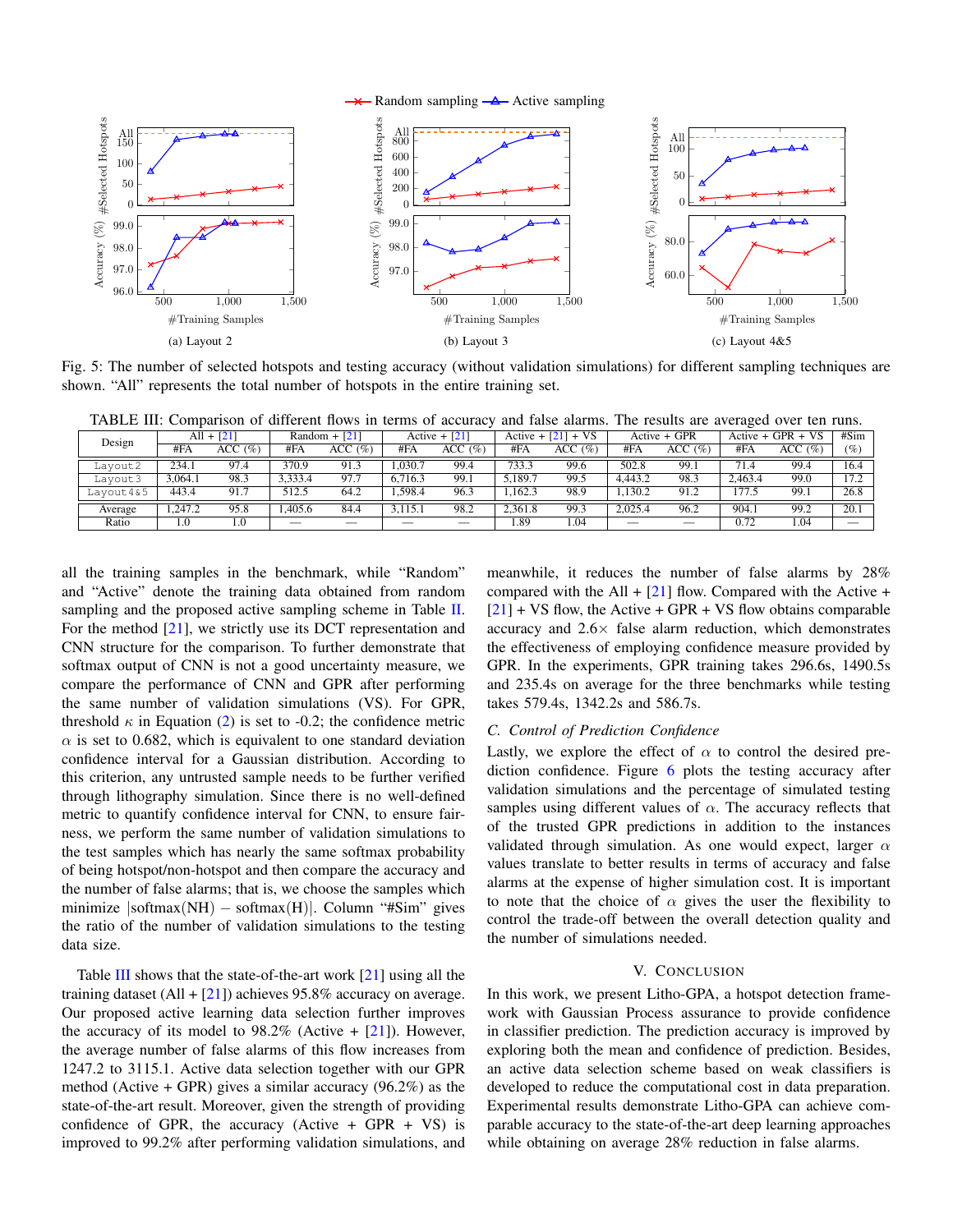Fig. 5: The number of selected hotspots and testing accuracy (without validation simulations) for different sampling techniques are shown. "All" represents the total number of hotspots in the entire training set.

TABLE III: Comparison of different flows in terms of accuracy and false alarms. The results are averaged over ten runs.

| Design | All + [21] | | Random + [21] | | Active + [21] | | Active + [21] + VS | | Active + GPR | | Active + GPR + VS | | #Sim |
|---|---|---|---|---|---|---|---|---|---|---|---|---|---|
| | #FA | ACC (%) | #FA | ACC (%) | #FA | ACC (%) | #FA | ACC (%) | #FA | ACC (%) | #FA | ACC (%) | (%) |
| Layout2 | 234.1 | 97.4 | 370.9 | 91.3 | 1,030.7 | 99.4 | 733.3 | 99.6 | 502.8 | 99.1 | 71.4 | 99.4 | 16.4 |
| Layout3 | 3,064.1 | 98.3 | 3,333.4 | 97.7 | 6,716.3 | 99.1 | 5,189.7 | 99.5 | 4,443.2 | 98.3 | 2,463.4 | 99.0 | 17.2 |
| Layout4&5 | 443.4 | 91.7 | 512.5 | 64.2 | 1,598.4 | 96.3 | 1,162.3 | 98.9 | 1,130.2 | 91.2 | 177.5 | 99.1 | 26.8 |
| Average | 1,247.2 | 95.8 | 1,405.6 | 84.4 | 3,115.1 | 98.2 | 2,361.8 | 99.3 | 2,025.4 | 96.2 | 904.1 | 99.2 | 20.1 |
| Ratio | 1.0 | 1.0 | — | — | — | — | 1.89 | 1.04 | — | — | 0.72 | 1.04 | — |

all the training samples in the benchmark, while "Random" and "Active" denote the training data obtained from random sampling and the proposed active sampling scheme in Table II. For the method [21], we strictly use its DCT representation and CNN structure for the comparison. To further demonstrate that softmax output of CNN is not a good uncertainty measure, we compare the performance of CNN and GPR after performing the same number of validation simulations (VS). For GPR, threshold $\kappa$ in Equation (2) is set to -0.2; the confidence metric $\alpha$ is set to 0.682, which is equivalent to one standard deviation confidence interval for a Gaussian distribution. According to this criterion, any untrusted sample needs to be further verified through lithography simulation. Since there is no well-defined metric to quantify confidence interval for CNN, to ensure fairness, we perform the same number of validation simulations to the test samples which has nearly the same softmax probability of being hotspot/non-hotspot and then compare the accuracy and the number of false alarms; that is, we choose the samples which minimize $|\text{softmax}(\text{NH}) - \text{softmax}(\text{H})|$. Column "#Sim" gives the ratio of the number of validation simulations to the testing data size.

Table III shows that the state-of-the-art work [21] using all the training dataset (All + [21]) achieves 95.8% accuracy on average. Our proposed active learning data selection further improves the accuracy of its model to 98.2% (Active + [21]). However, the average number of false alarms of this flow increases from 1247.2 to 3115.1. Active data selection together with our GPR method (Active + GPR) gives a similar accuracy (96.2%) as the state-of-the-art result. Moreover, given the strength of providing confidence of GPR, the accuracy (Active + GPR + VS) is improved to 99.2% after performing validation simulations, and meanwhile, it reduces the number of false alarms by 28% compared with the All + [21] flow. Compared with the Active + [21] + VS flow, the Active + GPR + VS flow obtains comparable accuracy and 2.6× false alarm reduction, which demonstrates the effectiveness of employing confidence measure provided by GPR. In the experiments, GPR training takes 296.6s, 1490.5s and 235.4s on average for the three benchmarks while testing takes 579.4s, 1342.2s and 586.7s.

### C. Control of Prediction Confidence

Lastly, we explore the effect of $\alpha$ to control the desired prediction confidence. Figure 6 plots the testing accuracy after validation simulations and the percentage of simulated testing samples using different values of $\alpha$. The accuracy reflects that of the trusted GPR predictions in addition to the instances validated through simulation. As one would expect, larger $\alpha$ values translate to better results in terms of accuracy and false alarms at the expense of higher simulation cost. It is important to note that the choice of $\alpha$ gives the user the flexibility to control the trade-off between the overall detection quality and the number of simulations needed.

## V. Conclusion

In this work, we present Litho-GPA, a hotspot detection framework with Gaussian Process assurance to provide confidence in classifier prediction. The prediction accuracy is improved by exploring both the mean and confidence of prediction. Besides, an active data selection scheme based on weak classifiers is developed to reduce the computational cost in data preparation. Experimental results demonstrate Litho-GPA can achieve comparable accuracy to the state-of-the-art deep learning approaches while obtaining on average 28% reduction in false alarms.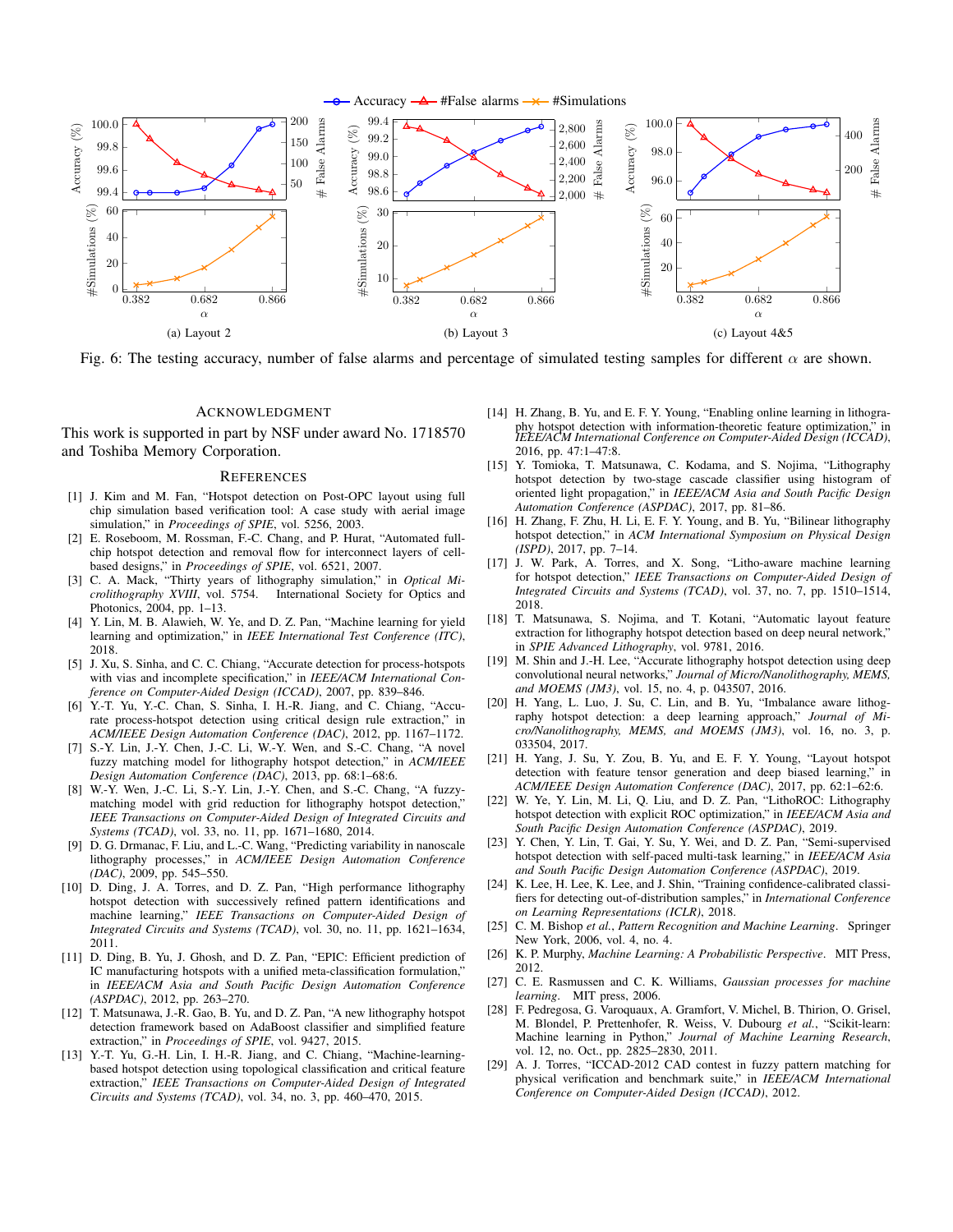Accuracy #False alarms #Simulations

Accuracy (%)
100.0
99.8
99.6
99.4
# False Alarms
200
150
100
50
#Simulations (%)
60
40
20
0
0.382 0.682 0.866
$\alpha$

(a) Layout 2

Accuracy (%)
99.4
99.2
99.0
98.8
98.6
# False Alarms
2,800
2,600
2,400
2,200
2,000
#Simulations (%)
30
20
10
0.382 0.682 0.866
$\alpha$

(b) Layout 3

Accuracy (%)
100.0
98.0
96.0
# False Alarms
400
200
#Simulations (%)
60
40
20
0.382 0.682 0.866
$\alpha$

(c) Layout 4&5

Fig. 6: The testing accuracy, number of false alarms and percentage of simulated testing samples for different $\alpha$ are shown.

## Acknowledgment

This work is supported in part by NSF under award No. 1718570 and Toshiba Memory Corporation.

## References

[1] J. Kim and M. Fan, "Hotspot detection on Post-OPC layout using full chip simulation based verification tool: A case study with aerial image simulation," in *Proceedings of SPIE*, vol. 5256, 2003.

[2] E. Roseboom, M. Rossman, F.-C. Chang, and P. Hurat, "Automated full-chip hotspot detection and removal flow for interconnect layers of cell-based designs," in *Proceedings of SPIE*, vol. 6521, 2007.

[3] C. A. Mack, "Thirty years of lithography simulation," in *Optical Microlithography XVIII*, vol. 5754. International Society for Optics and Photonics, 2004, pp. 1–13.

[4] Y. Lin, M. B. Alawieh, W. Ye, and D. Z. Pan, "Machine learning for yield learning and optimization," in *IEEE International Test Conference (ITC)*, 2018.

[5] J. Xu, S. Sinha, and C. C. Chiang, "Accurate detection for process-hotspots with vias and incomplete specification," in *IEEE/ACM International Conference on Computer-Aided Design (ICCAD)*, 2007, pp. 839–846.

[6] Y.-T. Yu, Y.-C. Chan, S. Sinha, I. H.-R. Jiang, and C. Chiang, "Accurate process-hotspot detection using critical design rule extraction," in *ACM/IEEE Design Automation Conference (DAC)*, 2012, pp. 1167–1172.

[7] S.-Y. Lin, J.-Y. Chen, J.-C. Li, W.-Y. Wen, and S.-C. Chang, "A novel fuzzy matching model for lithography hotspot detection," in *ACM/IEEE Design Automation Conference (DAC)*, 2013, pp. 68:1–68:6.

[8] W.-Y. Wen, J.-C. Li, S.-Y. Lin, J.-Y. Chen, and S.-C. Chang, "A fuzzy-matching model with grid reduction for lithography hotspot detection," *IEEE Transactions on Computer-Aided Design of Integrated Circuits and Systems (TCAD)*, vol. 33, no. 11, pp. 1671–1680, 2014.

[9] D. G. Drmanac, F. Liu, and L.-C. Wang, "Predicting variability in nanoscale lithography processes," in *ACM/IEEE Design Automation Conference (DAC)*, 2009, pp. 545–550.

[10] D. Ding, J. A. Torres, and D. Z. Pan, "High performance lithography hotspot detection with successively refined pattern identifications and machine learning," *IEEE Transactions on Computer-Aided Design of Integrated Circuits and Systems (TCAD)*, vol. 30, no. 11, pp. 1621–1634, 2011.

[11] D. Ding, B. Yu, J. Ghosh, and D. Z. Pan, "EPIC: Efficient prediction of IC manufacturing hotspots with a unified meta-classification formulation," in *IEEE/ACM Asia and South Pacific Design Automation Conference (ASPDAC)*, 2012, pp. 263–270.

[12] T. Matsunawa, J.-R. Gao, B. Yu, and D. Z. Pan, "A new lithography hotspot detection framework based on AdaBoost classifier and simplified feature extraction," in *Proceedings of SPIE*, vol. 9427, 2015.

[13] Y.-T. Yu, G.-H. Lin, I. H.-R. Jiang, and C. Chiang, "Machine-learning-based hotspot detection using topological classification and critical feature extraction," *IEEE Transactions on Computer-Aided Design of Integrated Circuits and Systems (TCAD)*, vol. 34, no. 3, pp. 460–470, 2015.

[14] H. Zhang, B. Yu, and E. F. Y. Young, "Enabling online learning in lithography hotspot detection with information-theoretic feature optimization," in *IEEE/ACM International Conference on Computer-Aided Design (ICCAD)*, 2016, pp. 47:1–47:8.

[15] Y. Tomioka, T. Matsunawa, C. Kodama, and S. Nojima, "Lithography hotspot detection by two-stage cascade classifier using histogram of oriented light propagation," in *IEEE/ACM Asia and South Pacific Design Automation Conference (ASPDAC)*, 2017, pp. 81–86.

[16] H. Zhang, F. Zhu, H. Li, E. F. Y. Young, and B. Yu, "Bilinear lithography hotspot detection," in *ACM International Symposium on Physical Design (ISPD)*, 2017, pp. 7–14.

[17] J. W. Park, A. Torres, and X. Song, "Litho-aware machine learning for hotspot detection," *IEEE Transactions on Computer-Aided Design of Integrated Circuits and Systems (TCAD)*, vol. 37, no. 7, pp. 1510–1514, 2018.

[18] T. Matsunawa, S. Nojima, and T. Kotani, "Automatic layout feature extraction for lithography hotspot detection based on deep neural network," in *SPIE Advanced Lithography*, vol. 9781, 2016.

[19] M. Shin and J.-H. Lee, "Accurate lithography hotspot detection using deep convolutional neural networks," *Journal of Micro/Nanolithography, MEMS, and MOEMS (JM3)*, vol. 15, no. 4, p. 043507, 2016.

[20] H. Yang, L. Luo, J. Su, C. Lin, and B. Yu, "Imbalance aware lithography hotspot detection: a deep learning approach," *Journal of Micro/Nanolithography, MEMS, and MOEMS (JM3)*, vol. 16, no. 3, p. 033504, 2017.

[21] H. Yang, J. Su, Y. Zou, B. Yu, and E. F. Y. Young, "Layout hotspot detection with feature tensor generation and deep biased learning," in *ACM/IEEE Design Automation Conference (DAC)*, 2017, pp. 62:1–62:6.

[22] W. Ye, Y. Lin, M. Li, Q. Liu, and D. Z. Pan, "LithoROC: Lithography hotspot detection with explicit ROC optimization," in *IEEE/ACM Asia and South Pacific Design Automation Conference (ASPDAC)*, 2019.

[23] Y. Chen, Y. Lin, T. Gai, Y. Su, Y. Wei, and D. Z. Pan, "Semi-supervised hotspot detection with self-paced multi-task learning," in *IEEE/ACM Asia and South Pacific Design Automation Conference (ASPDAC)*, 2019.

[24] K. Lee, H. Lee, K. Lee, and J. Shin, "Training confidence-calibrated classifiers for detecting out-of-distribution samples," in *International Conference on Learning Representations (ICLR)*, 2018.

[25] C. M. Bishop *et al.*, *Pattern Recognition and Machine Learning*. Springer New York, 2006, vol. 4, no. 4.

[26] K. P. Murphy, *Machine Learning: A Probabilistic Perspective*. MIT Press, 2012.

[27] C. E. Rasmussen and C. K. Williams, *Gaussian processes for machine learning*. MIT press, 2006.

[28] F. Pedregosa, G. Varoquaux, A. Gramfort, V. Michel, B. Thirion, O. Grisel, M. Blondel, P. Prettenhofer, R. Weiss, V. Dubourg *et al.*, "Scikit-learn: Machine learning in Python," *Journal of Machine Learning Research*, vol. 12, no. Oct., pp. 2825–2830, 2011.

[29] A. J. Torres, "ICCAD-2012 CAD contest in fuzzy matching for physical verification and benchmark suite," in *IEEE/ACM International Conference on Computer-Aided Design (ICCAD)*, 2012.